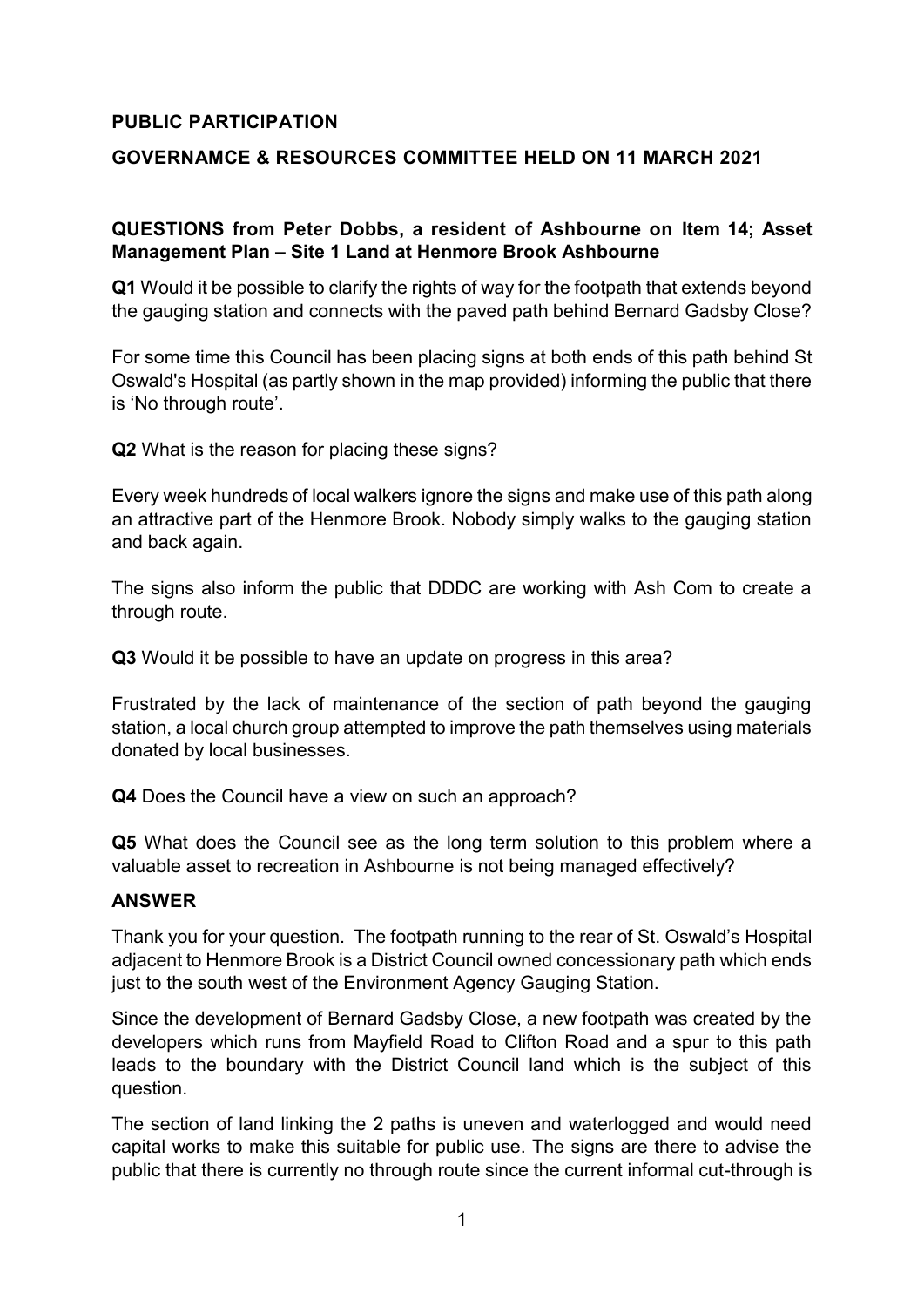**PUBLIC PARTICIPATION**

**GOVERNAMCE & RESOURCES COMMITTEE HELD ON 11 MARCH 2021**

**QUESTIONS from Peter Dobbs, a resident of Ashbourne on Item 14; Asset Management Plan – Site 1 Land at Henmore Brook Ashbourne**

**Q1** Would it be possible to clarify the rights of way for the footpath that extends beyond the gauging station and connects with the paved path behind Bernard Gadsby Close?

For some time this Council has been placing signs at both ends of this path behind St Oswald's Hospital (as partly shown in the map provided) informing the public that there is 'No through route'.

**Q2** What is the reason for placing these signs?

Every week hundreds of local walkers ignore the signs and make use of this path along an attractive part of the Henmore Brook. Nobody simply walks to the gauging station and back again.

The signs also inform the public that DDDC are working with Ash Com to create a through route.

**Q3** Would it be possible to have an update on progress in this area?

Frustrated by the lack of maintenance of the section of path beyond the gauging station, a local church group attempted to improve the path themselves using materials donated by local businesses.

**Q4** Does the Council have a view on such an approach?

**Q5** What does the Council see as the long term solution to this problem where a valuable asset to recreation in Ashbourne is not being managed effectively?

**ANSWER**

Thank you for your question. The footpath running to the rear of St. Oswald's Hospital adjacent to Henmore Brook is a District Council owned concessionary path which ends just to the south west of the Environment Agency Gauging Station.

Since the development of Bernard Gadsby Close, a new footpath was created by the developers which runs from Mayfield Road to Clifton Road and a spur to this path leads to the boundary with the District Council land which is the subject of this question.

The section of land linking the 2 paths is uneven and waterlogged and would need capital works to make this suitable for public use. The signs are there to advise the public that there is currently no through route since the current informal cut-through is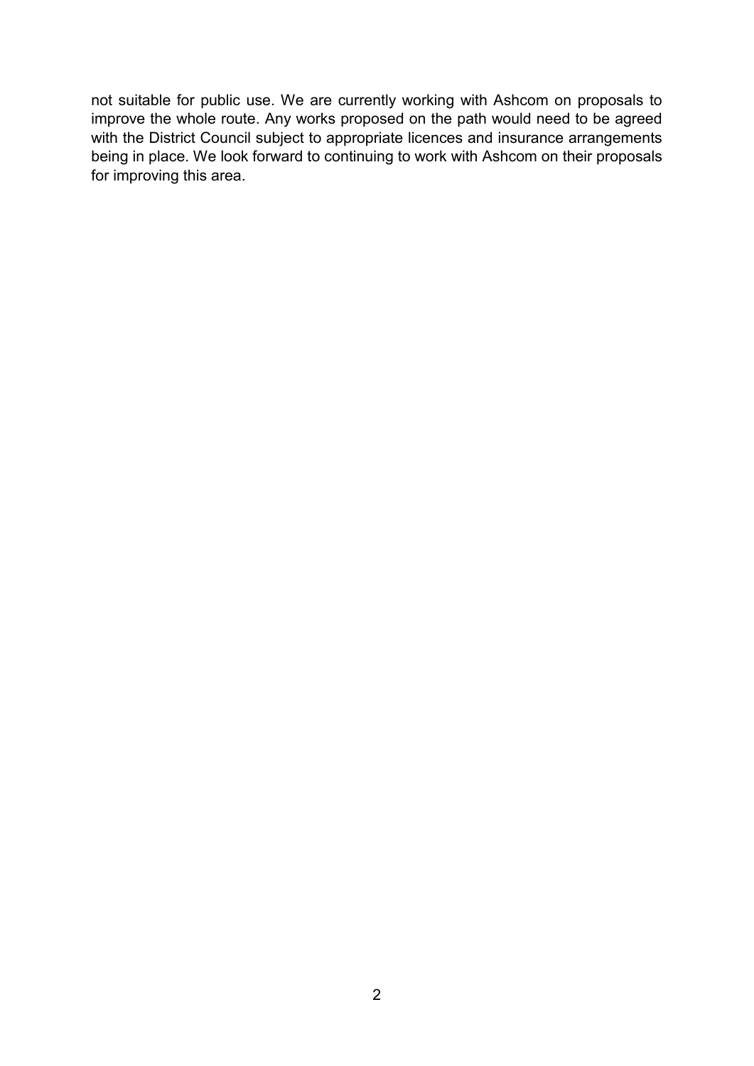not suitable for public use. We are currently working with Ashcom on proposals to improve the whole route. Any works proposed on the path would need to be agreed with the District Council subject to appropriate licences and insurance arrangements being in place. We look forward to continuing to work with Ashcom on their proposals for improving this area.